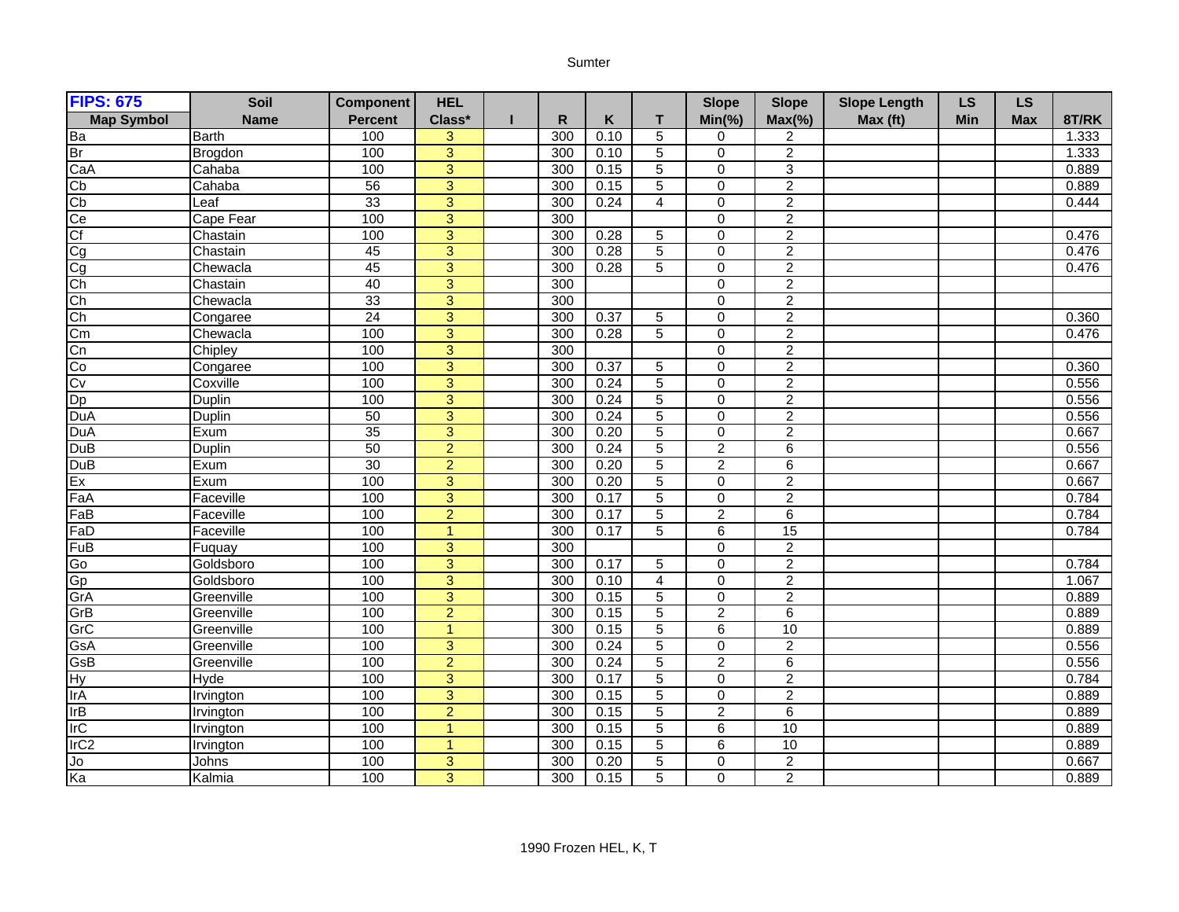Sumter

| FIPS: 675 | Soil | Component | HEL | | | | | Slope | Slope | Slope Length | LS | LS | |
|---|---|---|---|---|---|---|---|---|---|---|---|---|---|
| Map Symbol | Name | Percent | Class* | I | R | K | T | Min(%) | Max(%) | Max (ft) | Min | Max | 8T/RK |
| Ba | Barth | 100 | 3 | | 300 | 0.10 | 5 | 0 | 2 | | | | 1.333 |
| Br | Brogdon | 100 | 3 | | 300 | 0.10 | 5 | 0 | 2 | | | | 1.333 |
| CaA | Cahaba | 100 | 3 | | 300 | 0.15 | 5 | 0 | 3 | | | | 0.889 |
| Cb | Cahaba | 56 | 3 | | 300 | 0.15 | 5 | 0 | 2 | | | | 0.889 |
| Cb | Leaf | 33 | 3 | | 300 | 0.24 | 4 | 0 | 2 | | | | 0.444 |
| Ce | Cape Fear | 100 | 3 | | 300 | | | 0 | 2 | | | | |
| Cf | Chastain | 100 | 3 | | 300 | 0.28 | 5 | 0 | 2 | | | | 0.476 |
| Cg | Chastain | 45 | 3 | | 300 | 0.28 | 5 | 0 | 2 | | | | 0.476 |
| Cg | Chewacla | 45 | 3 | | 300 | 0.28 | 5 | 0 | 2 | | | | 0.476 |
| Ch | Chastain | 40 | 3 | | 300 | | | 0 | 2 | | | | |
| Ch | Chewacla | 33 | 3 | | 300 | | | 0 | 2 | | | | |
| Ch | Congaree | 24 | 3 | | 300 | 0.37 | 5 | 0 | 2 | | | | 0.360 |
| Cm | Chewacla | 100 | 3 | | 300 | 0.28 | 5 | 0 | 2 | | | | 0.476 |
| Cn | Chipley | 100 | 3 | | 300 | | | 0 | 2 | | | | |
| Co | Congaree | 100 | 3 | | 300 | 0.37 | 5 | 0 | 2 | | | | 0.360 |
| Cv | Coxville | 100 | 3 | | 300 | 0.24 | 5 | 0 | 2 | | | | 0.556 |
| Dp | Duplin | 100 | 3 | | 300 | 0.24 | 5 | 0 | 2 | | | | 0.556 |
| DuA | Duplin | 50 | 3 | | 300 | 0.24 | 5 | 0 | 2 | | | | 0.556 |
| DuA | Exum | 35 | 3 | | 300 | 0.20 | 5 | 0 | 2 | | | | 0.667 |
| DuB | Duplin | 50 | 2 | | 300 | 0.24 | 5 | 2 | 6 | | | | 0.556 |
| DuB | Exum | 30 | 2 | | 300 | 0.20 | 5 | 2 | 6 | | | | 0.667 |
| Ex | Exum | 100 | 3 | | 300 | 0.20 | 5 | 0 | 2 | | | | 0.667 |
| FaA | Faceville | 100 | 3 | | 300 | 0.17 | 5 | 0 | 2 | | | | 0.784 |
| FaB | Faceville | 100 | 2 | | 300 | 0.17 | 5 | 2 | 6 | | | | 0.784 |
| FaD | Faceville | 100 | 1 | | 300 | 0.17 | 5 | 6 | 15 | | | | 0.784 |
| FuB | Fuquay | 100 | 3 | | 300 | | | 0 | 2 | | | | |
| Go | Goldsboro | 100 | 3 | | 300 | 0.17 | 5 | 0 | 2 | | | | 0.784 |
| Gp | Goldsboro | 100 | 3 | | 300 | 0.10 | 4 | 0 | 2 | | | | 1.067 |
| GrA | Greenville | 100 | 3 | | 300 | 0.15 | 5 | 0 | 2 | | | | 0.889 |
| GrB | Greenville | 100 | 2 | | 300 | 0.15 | 5 | 2 | 6 | | | | 0.889 |
| GrC | Greenville | 100 | 1 | | 300 | 0.15 | 5 | 6 | 10 | | | | 0.889 |
| GsA | Greenville | 100 | 3 | | 300 | 0.24 | 5 | 0 | 2 | | | | 0.556 |
| GsB | Greenville | 100 | 2 | | 300 | 0.24 | 5 | 2 | 6 | | | | 0.556 |
| Hy | Hyde | 100 | 3 | | 300 | 0.17 | 5 | 0 | 2 | | | | 0.784 |
| IrA | Irvington | 100 | 3 | | 300 | 0.15 | 5 | 0 | 2 | | | | 0.889 |
| IrB | Irvington | 100 | 2 | | 300 | 0.15 | 5 | 2 | 6 | | | | 0.889 |
| IrC | Irvington | 100 | 1 | | 300 | 0.15 | 5 | 6 | 10 | | | | 0.889 |
| IrC2 | Irvington | 100 | 1 | | 300 | 0.15 | 5 | 6 | 10 | | | | 0.889 |
| Jo | Johns | 100 | 3 | | 300 | 0.20 | 5 | 0 | 2 | | | | 0.667 |
| Ka | Kalmia | 100 | 3 | | 300 | 0.15 | 5 | 0 | 2 | | | | 0.889 |

1990 Frozen HEL, K, T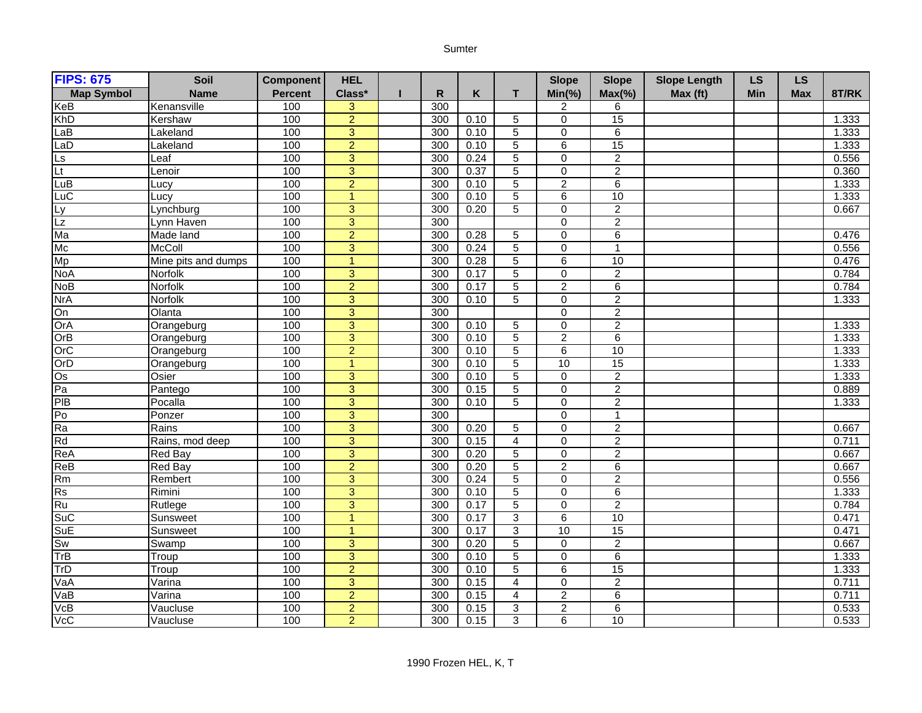Sumter

| FIPS: 675 | Soil | Component | HEL | | | | | Slope | Slope | Slope Length | LS | LS | |
|---|---|---|---|---|---|---|---|---|---|---|---|---|---|
| Map Symbol | Name | Percent | Class* | I | R | K | T | Min(%) | Max(%) | Max (ft) | Min | Max | 8T/RK |
| KeB | Kenansville | 100 | 3 | | 300 | | | 2 | 6 | | | | |
| KhD | Kershaw | 100 | 2 | | 300 | 0.10 | 5 | 0 | 15 | | | | 1.333 |
| LaB | Lakeland | 100 | 3 | | 300 | 0.10 | 5 | 0 | 6 | | | | 1.333 |
| LaD | Lakeland | 100 | 2 | | 300 | 0.10 | 5 | 6 | 15 | | | | 1.333 |
| Ls | Leaf | 100 | 3 | | 300 | 0.24 | 5 | 0 | 2 | | | | 0.556 |
| Lt | Lenoir | 100 | 3 | | 300 | 0.37 | 5 | 0 | 2 | | | | 0.360 |
| LuB | Lucy | 100 | 2 | | 300 | 0.10 | 5 | 2 | 6 | | | | 1.333 |
| LuC | Lucy | 100 | 1 | | 300 | 0.10 | 5 | 6 | 10 | | | | 1.333 |
| Ly | Lynchburg | 100 | 3 | | 300 | 0.20 | 5 | 0 | 2 | | | | 0.667 |
| Lz | Lynn Haven | 100 | 3 | | 300 | | | 0 | 2 | | | | |
| Ma | Made land | 100 | 2 | | 300 | 0.28 | 5 | 0 | 6 | | | | 0.476 |
| Mc | McColl | 100 | 3 | | 300 | 0.24 | 5 | 0 | 1 | | | | 0.556 |
| Mp | Mine pits and dumps | 100 | 1 | | 300 | 0.28 | 5 | 6 | 10 | | | | 0.476 |
| NoA | Norfolk | 100 | 3 | | 300 | 0.17 | 5 | 0 | 2 | | | | 0.784 |
| NoB | Norfolk | 100 | 2 | | 300 | 0.17 | 5 | 2 | 6 | | | | 0.784 |
| NrA | Norfolk | 100 | 3 | | 300 | 0.10 | 5 | 0 | 2 | | | | 1.333 |
| On | Olanta | 100 | 3 | | 300 | | | 0 | 2 | | | | |
| OrA | Orangeburg | 100 | 3 | | 300 | 0.10 | 5 | 0 | 2 | | | | 1.333 |
| OrB | Orangeburg | 100 | 3 | | 300 | 0.10 | 5 | 2 | 6 | | | | 1.333 |
| OrC | Orangeburg | 100 | 2 | | 300 | 0.10 | 5 | 6 | 10 | | | | 1.333 |
| OrD | Orangeburg | 100 | 1 | | 300 | 0.10 | 5 | 10 | 15 | | | | 1.333 |
| Os | Osier | 100 | 3 | | 300 | 0.10 | 5 | 0 | 2 | | | | 1.333 |
| Pa | Pantego | 100 | 3 | | 300 | 0.15 | 5 | 0 | 2 | | | | 0.889 |
| PlB | Pocalla | 100 | 3 | | 300 | 0.10 | 5 | 0 | 2 | | | | 1.333 |
| Po | Ponzer | 100 | 3 | | 300 | | | 0 | 1 | | | | |
| Ra | Rains | 100 | 3 | | 300 | 0.20 | 5 | 0 | 2 | | | | 0.667 |
| Rd | Rains, mod deep | 100 | 3 | | 300 | 0.15 | 4 | 0 | 2 | | | | 0.711 |
| ReA | Red Bay | 100 | 3 | | 300 | 0.20 | 5 | 0 | 2 | | | | 0.667 |
| ReB | Red Bay | 100 | 2 | | 300 | 0.20 | 5 | 2 | 6 | | | | 0.667 |
| Rm | Rembert | 100 | 3 | | 300 | 0.24 | 5 | 0 | 2 | | | | 0.556 |
| Rs | Rimini | 100 | 3 | | 300 | 0.10 | 5 | 0 | 6 | | | | 1.333 |
| Ru | Rutlege | 100 | 3 | | 300 | 0.17 | 5 | 0 | 2 | | | | 0.784 |
| SuC | Sunsweet | 100 | 1 | | 300 | 0.17 | 3 | 6 | 10 | | | | 0.471 |
| SuE | Sunsweet | 100 | 1 | | 300 | 0.17 | 3 | 10 | 15 | | | | 0.471 |
| Sw | Swamp | 100 | 3 | | 300 | 0.20 | 5 | 0 | 2 | | | | 0.667 |
| TrB | Troup | 100 | 3 | | 300 | 0.10 | 5 | 0 | 6 | | | | 1.333 |
| TrD | Troup | 100 | 2 | | 300 | 0.10 | 5 | 6 | 15 | | | | 1.333 |
| VaA | Varina | 100 | 3 | | 300 | 0.15 | 4 | 0 | 2 | | | | 0.711 |
| VaB | Varina | 100 | 2 | | 300 | 0.15 | 4 | 2 | 6 | | | | 0.711 |
| VcB | Vaucluse | 100 | 2 | | 300 | 0.15 | 3 | 2 | 6 | | | | 0.533 |
| VcC | Vaucluse | 100 | 2 | | 300 | 0.15 | 3 | 6 | 10 | | | | 0.533 |

1990 Frozen HEL, K, T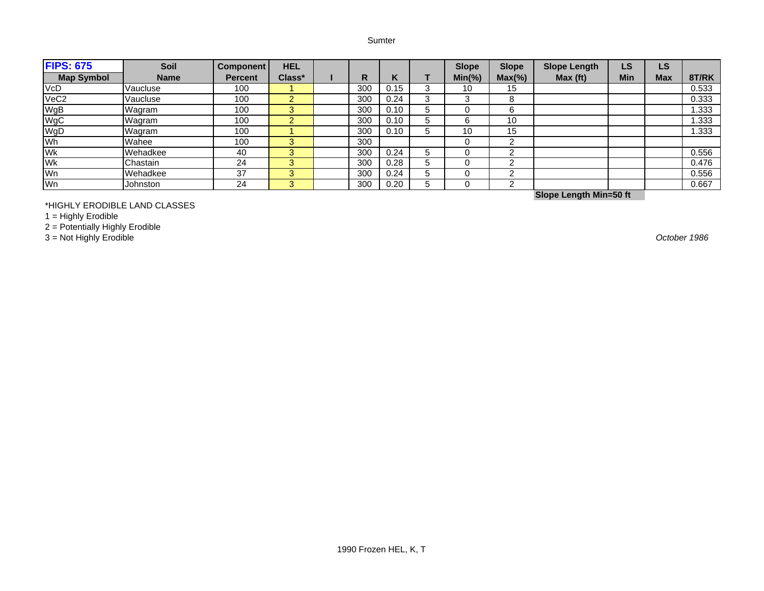Sumter

| FIPS: 675<br>Map Symbol | Soil<br>Name | Component<br>Percent | HEL<br>Class* | I | R | K | T | Slope<br>Min(%) | Slope<br>Max(%) | Slope Length<br>Max (ft) | LS<br>Min | LS<br>Max | 8T/RK |
|---|---|---|---|---|---|---|---|---|---|---|---|---|---|
| VcD | Vaucluse | 100 | 1 | | 300 | 0.15 | 3 | 10 | 15 | | | | 0.533 |
| VeC2 | Vaucluse | 100 | 2 | | 300 | 0.24 | 3 | 3 | 8 | | | | 0.333 |
| WgB | Wagram | 100 | 3 | | 300 | 0.10 | 5 | 0 | 6 | | | | 1.333 |
| WgC | Wagram | 100 | 2 | | 300 | 0.10 | 5 | 6 | 10 | | | | 1.333 |
| WgD | Wagram | 100 | 1 | | 300 | 0.10 | 5 | 10 | 15 | | | | 1.333 |
| Wh | Wahee | 100 | 3 | | 300 | | | 0 | 2 | | | | |
| Wk | Wehadkee | 40 | 3 | | 300 | 0.24 | 5 | 0 | 2 | | | | 0.556 |
| Wk | Chastain | 24 | 3 | | 300 | 0.28 | 5 | 0 | 2 | | | | 0.476 |
| Wn | Wehadkee | 37 | 3 | | 300 | 0.24 | 5 | 0 | 2 | | | | 0.556 |
| Wn | Johnston | 24 | 3 | | 300 | 0.20 | 5 | 0 | 2 | | | | 0.667 |

**Slope Length Min=50 ft**

*HIGHLY ERODIBLE LAND CLASSES

1 = Highly Erodible

2 = Potentially Highly Erodible

3 = Not Highly Erodible

*October 1986*

1990 Frozen HEL, K, T